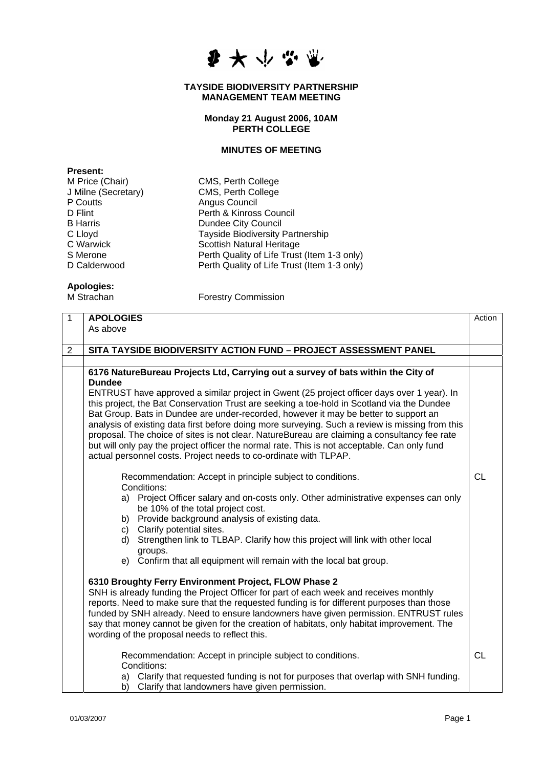**TAYSIDE BIODIVERSITY PARTNERSHIP**
**MANAGEMENT TEAM MEETING**

**Monday 21 August 2006, 10AM**
**PERTH COLLEGE**

**MINUTES OF MEETING**

**Present:**

| | |
|---|---|
| M Price (Chair) | CMS, Perth College |
| J Milne (Secretary) | CMS, Perth College |
| P Coutts | Angus Council |
| D Flint | Perth & Kinross Council |
| B Harris | Dundee City Council |
| C Lloyd | Tayside Biodiversity Partnership |
| C Warwick | Scottish Natural Heritage |
| S Merone | Perth Quality of Life Trust (Item 1-3 only) |
| D Calderwood | Perth Quality of Life Trust (Item 1-3 only) |

**Apologies:**

| | |
|---|---|
| M Strachan | Forestry Commission |

| | | Action |
|---|---|---|
| 1 | **APOLOGIES**<br>As above | |
| 2 | **SITA TAYSIDE BIODIVERSITY ACTION FUND – PROJECT ASSESSMENT PANEL** | |
| | **6176 NatureBureau Projects Ltd, Carrying out a survey of bats within the City of Dundee**<br>ENTRUST have approved a similar project in Gwent (25 project officer days over 1 year). In this project, the Bat Conservation Trust are seeking a toe-hold in Scotland via the Dundee Bat Group. Bats in Dundee are under-recorded, however it may be better to support an analysis of existing data first before doing more surveying. Such a review is missing from this proposal. The choice of sites is not clear. NatureBureau are claiming a consultancy fee rate but will only pay the project officer the normal rate. This is not acceptable. Can only fund actual personnel costs. Project needs to co-ordinate with TLPAP. | |
| | Recommendation: Accept in principle subject to conditions.<br>Conditions:<br>a) Project Officer salary and on-costs only. Other administrative expenses can only be 10% of the total project cost.<br>b) Provide background analysis of existing data.<br>c) Clarify potential sites.<br>d) Strengthen link to TLBAP. Clarify how this project will link with other local groups.<br>e) Confirm that all equipment will remain with the local bat group. | CL |
| | **6310 Broughty Ferry Environment Project, FLOW Phase 2**<br>SNH is already funding the Project Officer for part of each week and receives monthly reports. Need to make sure that the requested funding is for different purposes than those funded by SNH already. Need to ensure landowners have given permission. ENTRUST rules say that money cannot be given for the creation of habitats, only habitat improvement. The wording of the proposal needs to reflect this. | |
| | Recommendation: Accept in principle subject to conditions.<br>Conditions:<br>a) Clarify that requested funding is not for purposes that overlap with SNH funding.<br>b) Clarify that landowners have given permission. | CL |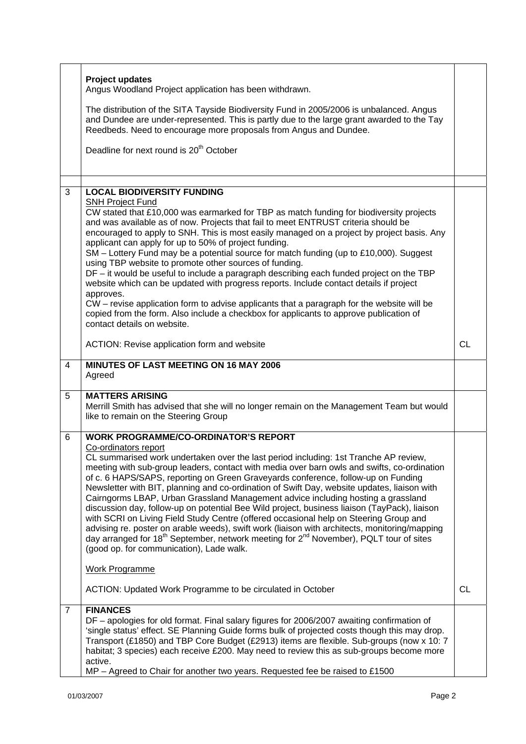| | | |
|---|---|---|
| | **Project updates**<br>Angus Woodland Project application has been withdrawn.<br><br>The distribution of the SITA Tayside Biodiversity Fund in 2005/2006 is unbalanced. Angus and Dundee are under-represented. This is partly due to the large grant awarded to the Tay Reedbeds. Need to encourage more proposals from Angus and Dundee.<br><br>Deadline for next round is 20th October | |
| | | |
| 3 | **LOCAL BIODIVERSITY FUNDING**<br>SNH Project Fund<br>CW stated that £10,000 was earmarked for TBP as match funding for biodiversity projects and was available as of now. Projects that fail to meet ENTRUST criteria should be encouraged to apply to SNH. This is most easily managed on a project by project basis. Any applicant can apply for up to 50% of project funding.<br>SM – Lottery Fund may be a potential source for match funding (up to £10,000). Suggest using TBP website to promote other sources of funding.<br>DF – it would be useful to include a paragraph describing each funded project on the TBP website which can be updated with progress reports. Include contact details if project approves.<br>CW – revise application form to advise applicants that a paragraph for the website will be copied from the form. Also include a checkbox for applicants to approve publication of contact details on website.<br><br>ACTION: Revise application form and website | CL |
| 4 | **MINUTES OF LAST MEETING ON 16 MAY 2006**<br>Agreed | |
| 5 | **MATTERS ARISING**<br>Merrill Smith has advised that she will no longer remain on the Management Team but would like to remain on the Steering Group | |
| 6 | **WORK PROGRAMME/CO-ORDINATOR'S REPORT**<br>Co-ordinators report<br>CL summarised work undertaken over the last period including: 1st Tranche AP review, meeting with sub-group leaders, contact with media over barn owls and swifts, co-ordination of c. 6 HAPS/SAPS, reporting on Green Graveyards conference, follow-up on Funding Newsletter with BIT, planning and co-ordination of Swift Day, website updates, liaison with Cairngorms LBAP, Urban Grassland Management advice including hosting a grassland discussion day, follow-up on potential Bee Wild project, business liaison (TayPack), liaison with SCRI on Living Field Study Centre (offered occasional help on Steering Group and advising re. poster on arable weeds), swift work (liaison with architects, monitoring/mapping day arranged for 18th September, network meeting for 2nd November), PQLT tour of sites (good op. for communication), Lade walk.<br><br>Work Programme<br><br>ACTION: Updated Work Programme to be circulated in October | CL |
| 7 | **FINANCES**<br>DF – apologies for old format. Final salary figures for 2006/2007 awaiting confirmation of 'single status' effect. SE Planning Guide forms bulk of projected costs though this may drop. Transport (£1850) and TBP Core Budget (£2913) items are flexible. Sub-groups (now x 10: 7 habitat; 3 species) each receive £200. May need to review this as sub-groups become more active.<br>MP – Agreed to Chair for another two years. Requested fee be raised to £1500 | |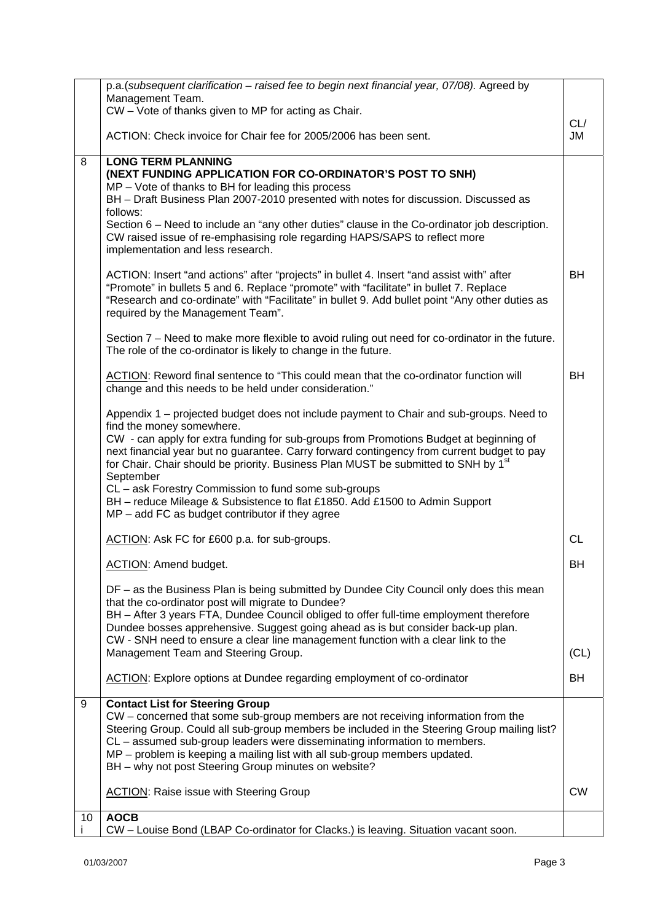| | | |
|---|---|---|
| | p.a.(*subsequent clarification – raised fee to begin next financial year, 07/08).* Agreed by Management Team.<br>CW – Vote of thanks given to MP for acting as Chair.<br><br>ACTION: Check invoice for Chair fee for 2005/2006 has been sent. | CL/<br>JM |
| 8 | **LONG TERM PLANNING**<br>**(NEXT FUNDING APPLICATION FOR CO-ORDINATOR'S POST TO SNH)**<br>MP – Vote of thanks to BH for leading this process<br>BH – Draft Business Plan 2007-2010 presented with notes for discussion. Discussed as follows:<br>Section 6 – Need to include an "any other duties" clause in the Co-ordinator job description. CW raised issue of re-emphasising role regarding HAPS/SAPS to reflect more implementation and less research.<br><br>ACTION: Insert "and actions" after "projects" in bullet 4. Insert "and assist with" after "Promote" in bullets 5 and 6. Replace "promote" with "facilitate" in bullet 7. Replace "Research and co-ordinate" with "Facilitate" in bullet 9. Add bullet point "Any other duties as required by the Management Team". | BH |
| | Section 7 – Need to make more flexible to avoid ruling out need for co-ordinator in the future. The role of the co-ordinator is likely to change in the future.<br><br>ACTION: Reword final sentence to "This could mean that the co-ordinator function will change and this needs to be held under consideration." | BH |
| | Appendix 1 – projected budget does not include payment to Chair and sub-groups. Need to find the money somewhere.<br>CW - can apply for extra funding for sub-groups from Promotions Budget at beginning of next financial year but no guarantee. Carry forward contingency from current budget to pay for Chair. Chair should be priority. Business Plan MUST be submitted to SNH by 1st September<br>CL – ask Forestry Commission to fund some sub-groups<br>BH – reduce Mileage & Subsistence to flat £1850. Add £1500 to Admin Support<br>MP – add FC as budget contributor if they agree<br><br>ACTION: Ask FC for £600 p.a. for sub-groups. | CL |
| | ACTION: Amend budget. | BH |
| | DF – as the Business Plan is being submitted by Dundee City Council only does this mean that the co-ordinator post will migrate to Dundee?<br>BH – After 3 years FTA, Dundee Council obliged to offer full-time employment therefore Dundee bosses apprehensive. Suggest going ahead as is but consider back-up plan.<br>CW - SNH need to ensure a clear line management function with a clear link to the Management Team and Steering Group. | (CL) |
| | ACTION: Explore options at Dundee regarding employment of co-ordinator | BH |
| 9 | **Contact List for Steering Group**<br>CW – concerned that some sub-group members are not receiving information from the Steering Group. Could all sub-group members be included in the Steering Group mailing list?<br>CL – assumed sub-group leaders were disseminating information to members.<br>MP – problem is keeping a mailing list with all sub-group members updated.<br>BH – why not post Steering Group minutes on website?<br><br>ACTION: Raise issue with Steering Group | CW |
| 10<br>i | **AOCB**<br>CW – Louise Bond (LBAP Co-ordinator for Clacks.) is leaving. Situation vacant soon. | |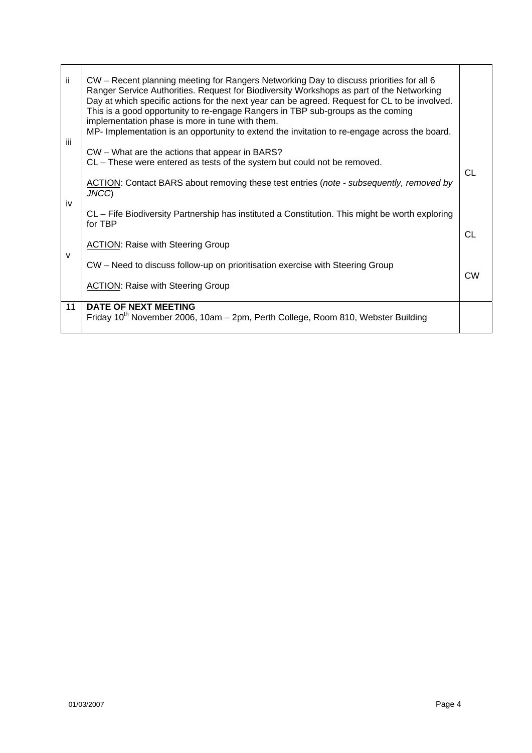| | | |
|---|---|---|
| ii | CW – Recent planning meeting for Rangers Networking Day to discuss priorities for all 6 Ranger Service Authorities. Request for Biodiversity Workshops as part of the Networking Day at which specific actions for the next year can be agreed. Request for CL to be involved. This is a good opportunity to re-engage Rangers in TBP sub-groups as the coming implementation phase is more in tune with them.<br>MP- Implementation is an opportunity to extend the invitation to re-engage across the board. | |
| iii | CW – What are the actions that appear in BARS?<br>CL – These were entered as tests of the system but could not be removed.<br><br><u>ACTION</u>: Contact BARS about removing these test entries (*note - subsequently, removed by JNCC*) | CL |
| iv | CL – Fife Biodiversity Partnership has instituted a Constitution. This might be worth exploring for TBP<br><br><u>ACTION</u>: Raise with Steering Group | CL |
| v | CW – Need to discuss follow-up on prioritisation exercise with Steering Group<br><br><u>ACTION</u>: Raise with Steering Group | CW |
| 11 | **DATE OF NEXT MEETING**<br>Friday 10th November 2006, 10am – 2pm, Perth College, Room 810, Webster Building | |

01/03/2007